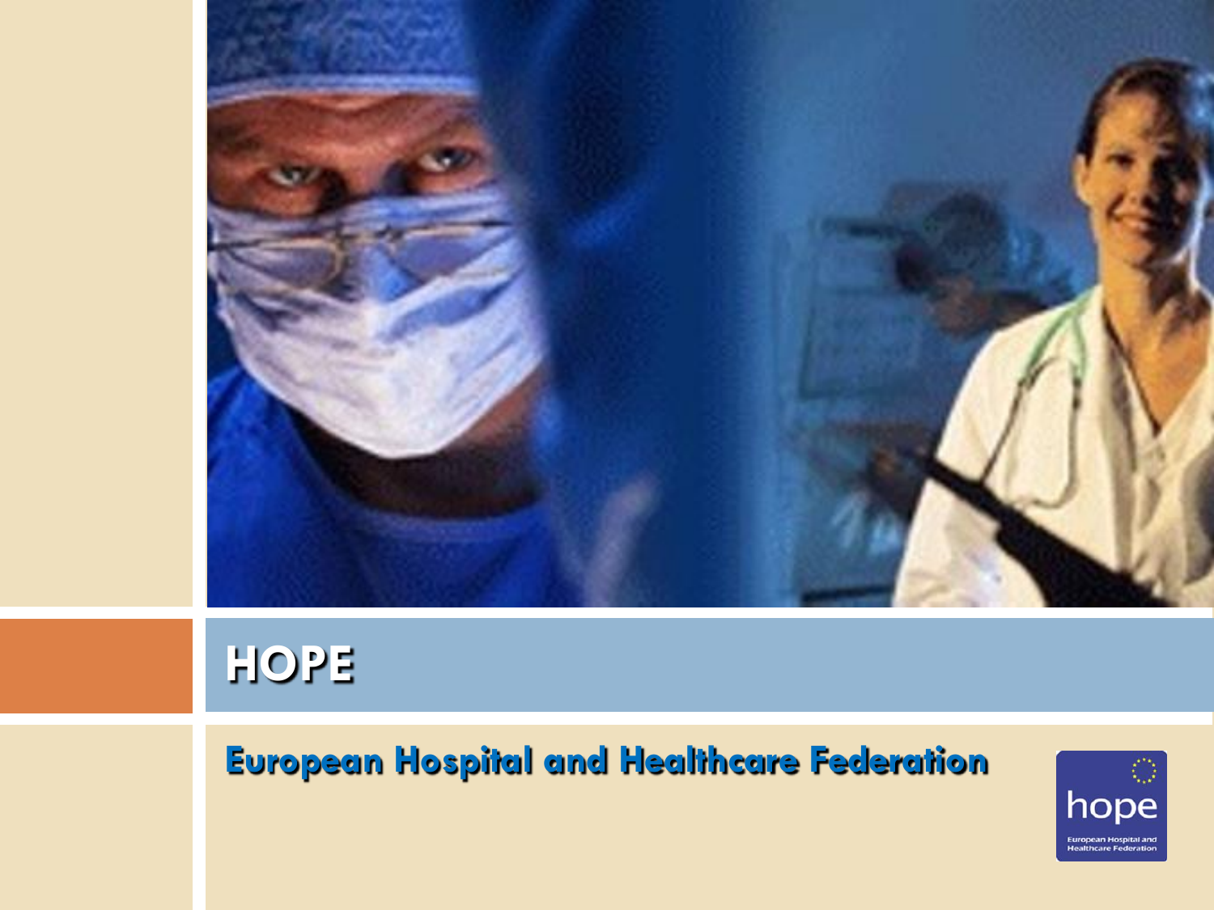# HOPE

## European Hospital and Healthcare Federation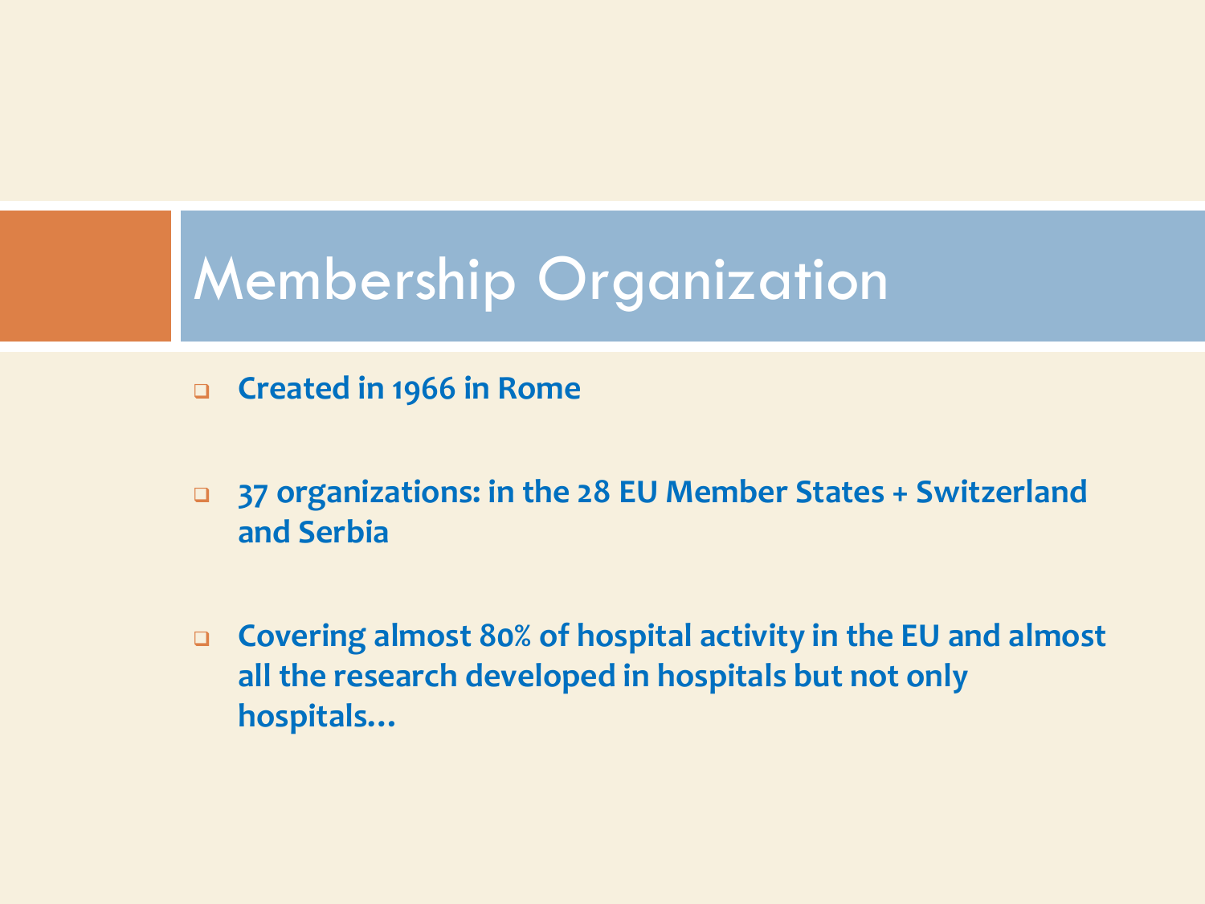# Membership Organization

- **Created in 1966 in Rome**
- **37 organizations: in the 28 EU Member States + Switzerland and Serbia**
- **Covering almost 80% of hospital activity in the EU and almost all the research developed in hospitals but not only hospitals…**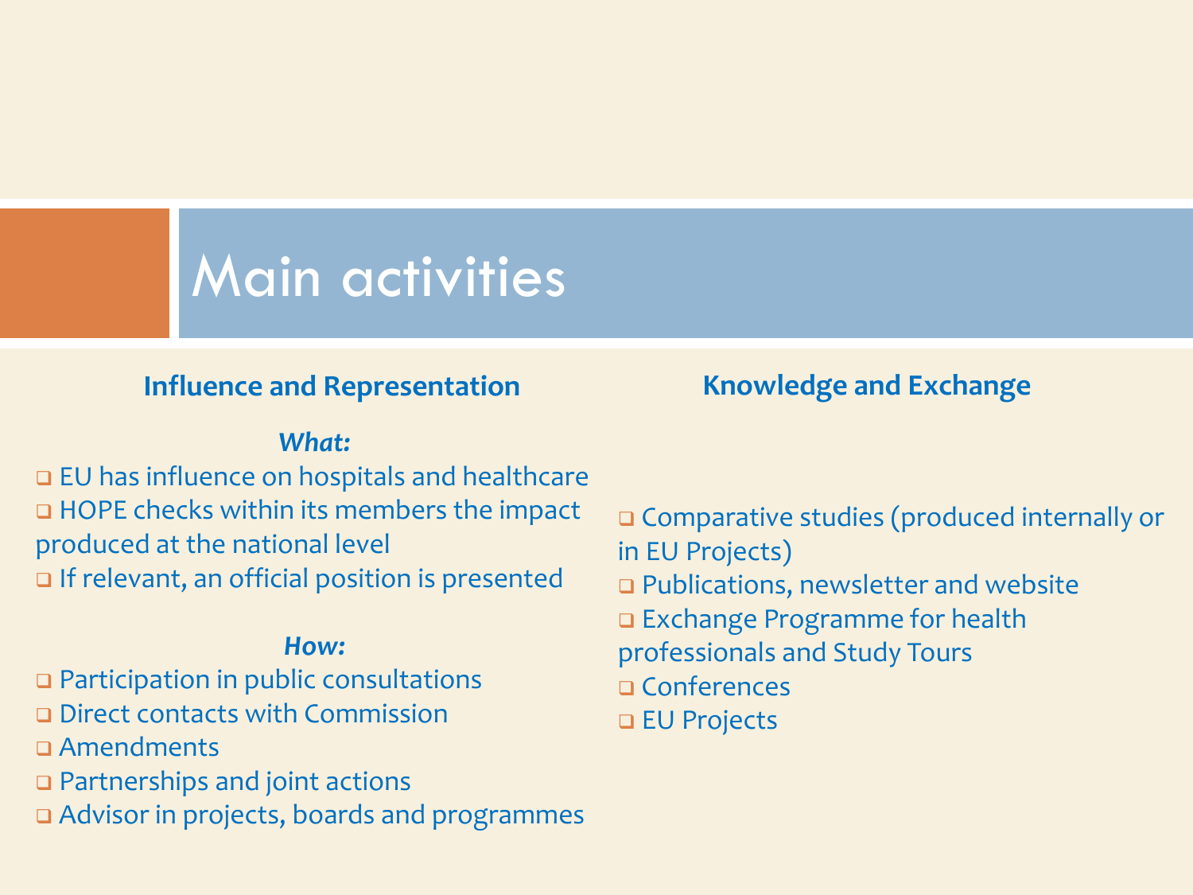# Main activities

## Influence and Representation

***What:***

- EU has influence on hospitals and healthcare
- HOPE checks within its members the impact produced at the national level
- If relevant, an official position is presented

***How:***

- Participation in public consultations
- Direct contacts with Commission
- Amendments
- Partnerships and joint actions
- Advisor in projects, boards and programmes

## Knowledge and Exchange

- Comparative studies (produced internally or in EU Projects)
- Publications, newsletter and website
- Exchange Programme for health professionals and Study Tours
- Conferences
- EU Projects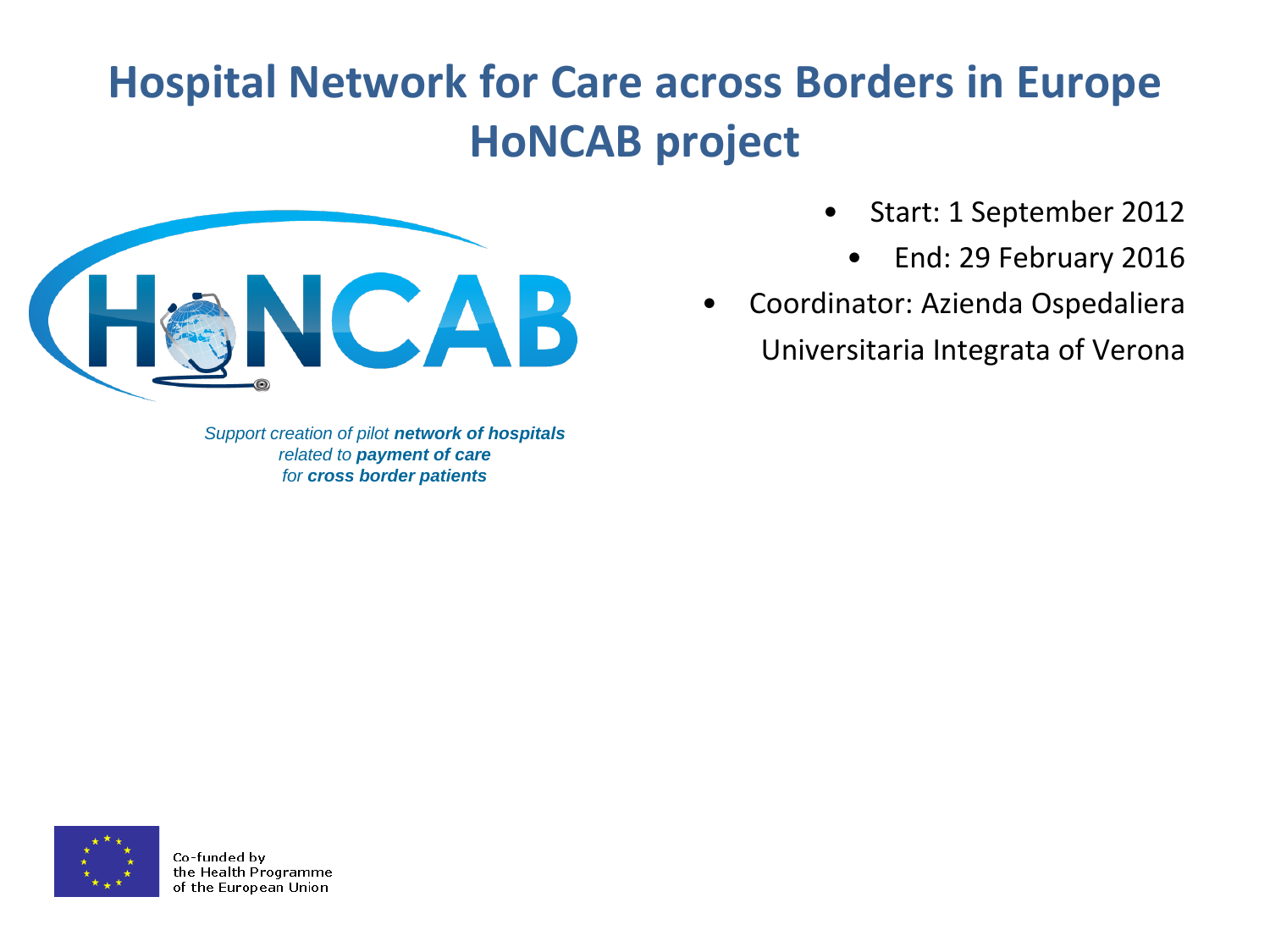# Hospital Network for Care across Borders in Europe
# HoNCAB project

- Start: 1 September 2012
- End: 29 February 2016
- Coordinator: Azienda Ospedaliera Universitaria Integrata of Verona

*Support creation of pilot **network of hospitals** related to **payment of care** for **cross border patients***

Co-funded by the Health Programme of the European Union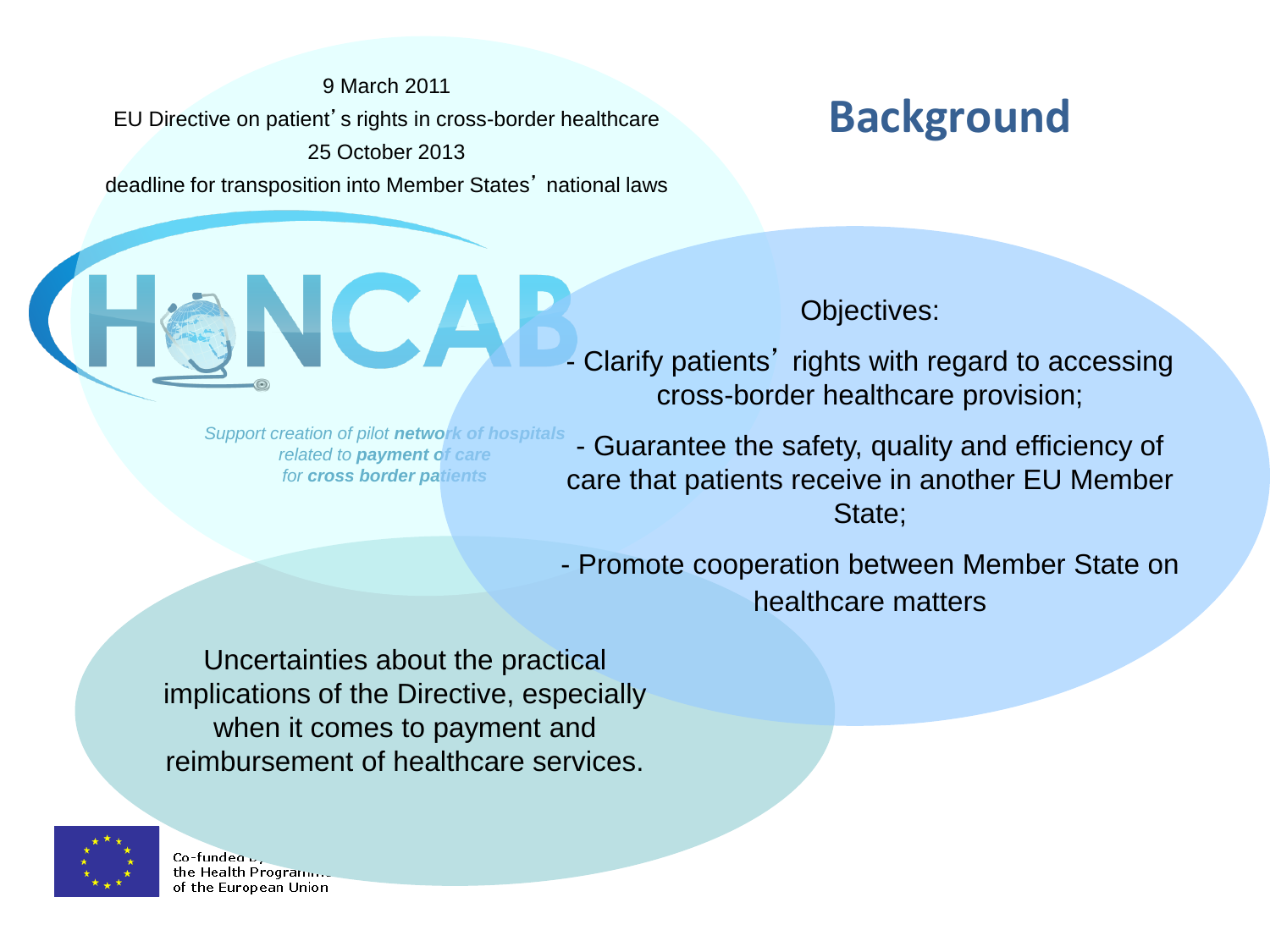# Background

9 March 2011

EU Directive on patient's rights in cross-border healthcare

25 October 2013

deadline for transposition into Member States' national laws

HoNCAB

*Support creation of pilot **network of hospitals** related to **payment of care** for **cross border patients***

Objectives:

- Clarify patients' rights with regard to accessing cross-border healthcare provision;
- Guarantee the safety, quality and efficiency of care that patients receive in another EU Member State;
- Promote cooperation between Member State on healthcare matters

Uncertainties about the practical implications of the Directive, especially when it comes to payment and reimbursement of healthcare services.

Co-funded by the Health Programme of the European Union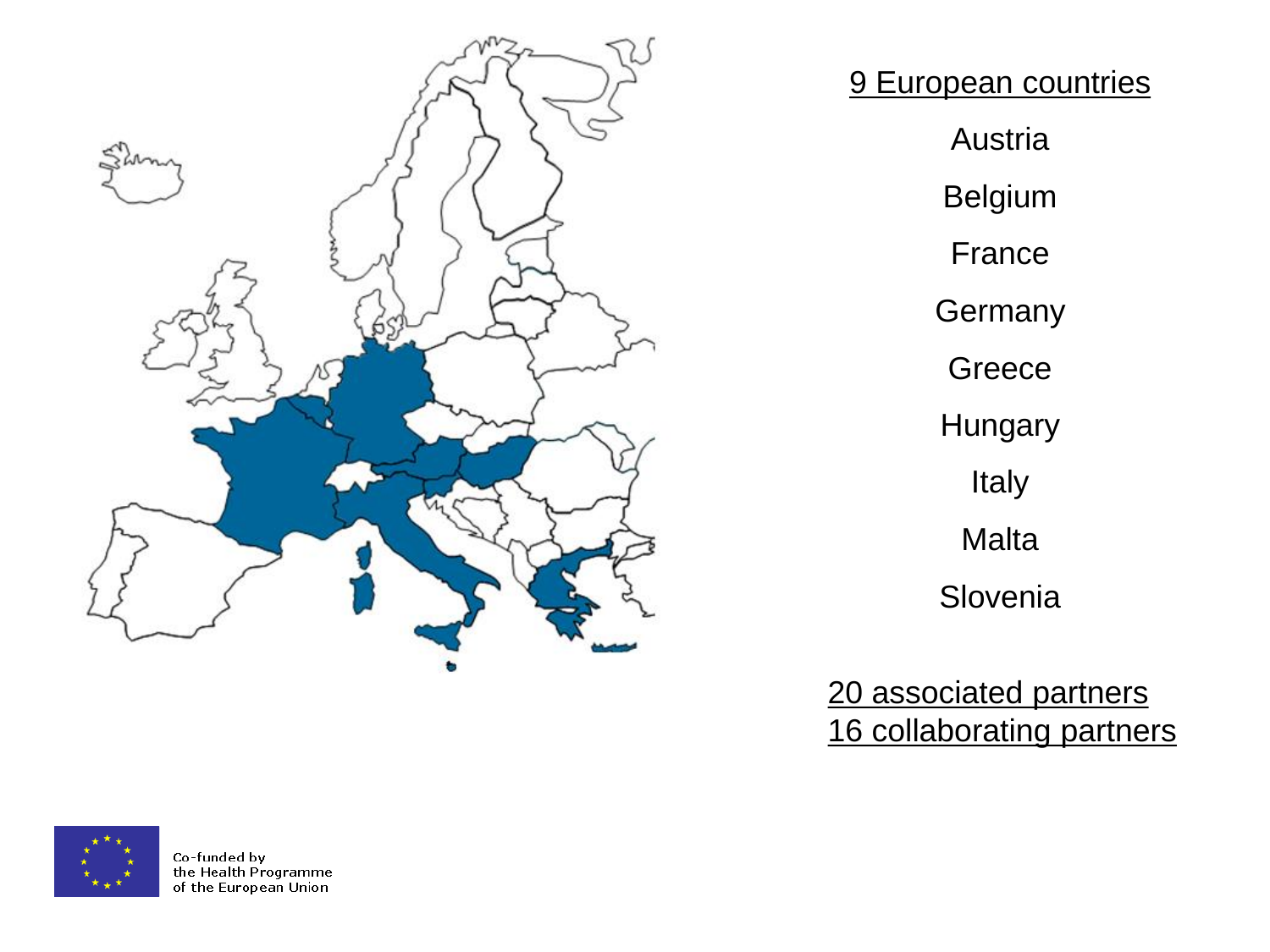9 European countries

- Austria
- Belgium
- France
- Germany
- Greece
- Hungary
- Italy
- Malta
- Slovenia

20 associated partners

16 collaborating partners

Co-funded by the Health Programme of the European Union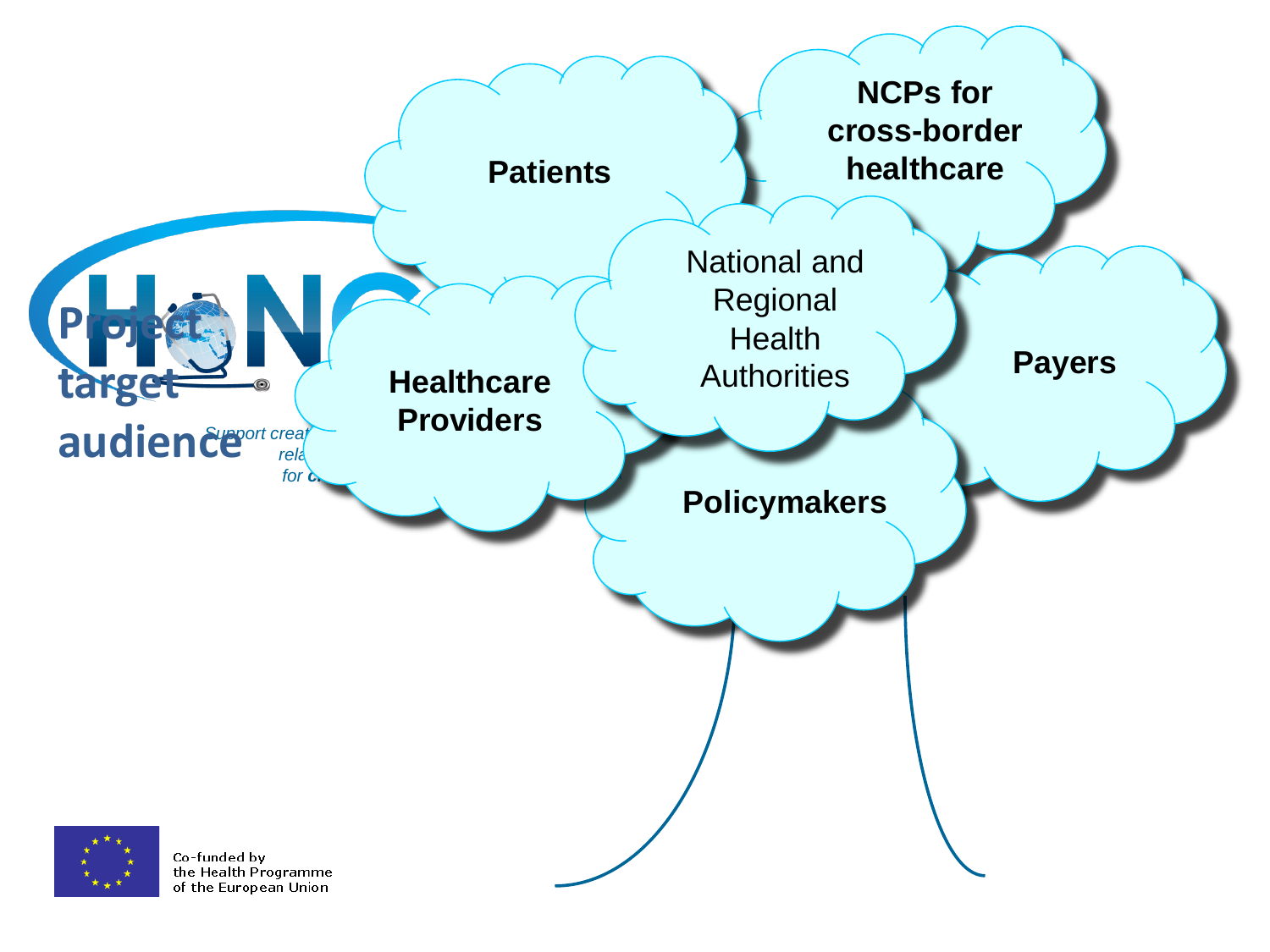# Project target audience

*Support creat... rela... for c...*

- Patients
- NCPs for cross-border healthcare
- National and Regional Health Authorities
- Healthcare Providers
- Payers
- Policymakers

Co-funded by the Health Programme of the European Union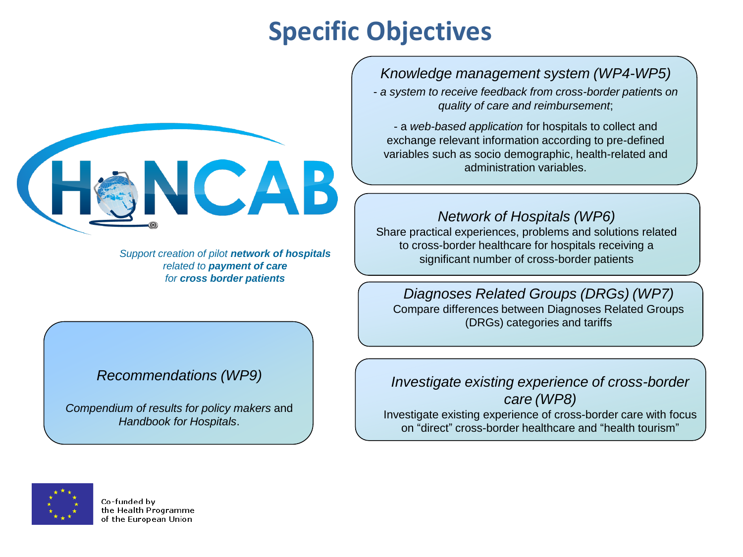# Specific Objectives

*Support creation of pilot **network of hospitals** related to **payment of care** for **cross border patients***

*Knowledge management system (WP4-WP5)*

- *a system to receive feedback from cross-border patients on quality of care and reimbursement*;
- a *web-based application* for hospitals to collect and exchange relevant information according to pre-defined variables such as socio demographic, health-related and administration variables.

*Network of Hospitals (WP6)*

Share practical experiences, problems and solutions related to cross-border healthcare for hospitals receiving a significant number of cross-border patients

*Diagnoses Related Groups (DRGs) (WP7)*

Compare differences between Diagnoses Related Groups (DRGs) categories and tariffs

*Investigate existing experience of cross-border care (WP8)*

Investigate existing experience of cross-border care with focus on “direct” cross-border healthcare and “health tourism”

*Recommendations (WP9)*

*Compendium of results for policy makers* and *Handbook for Hospitals*.

Co-funded by the Health Programme of the European Union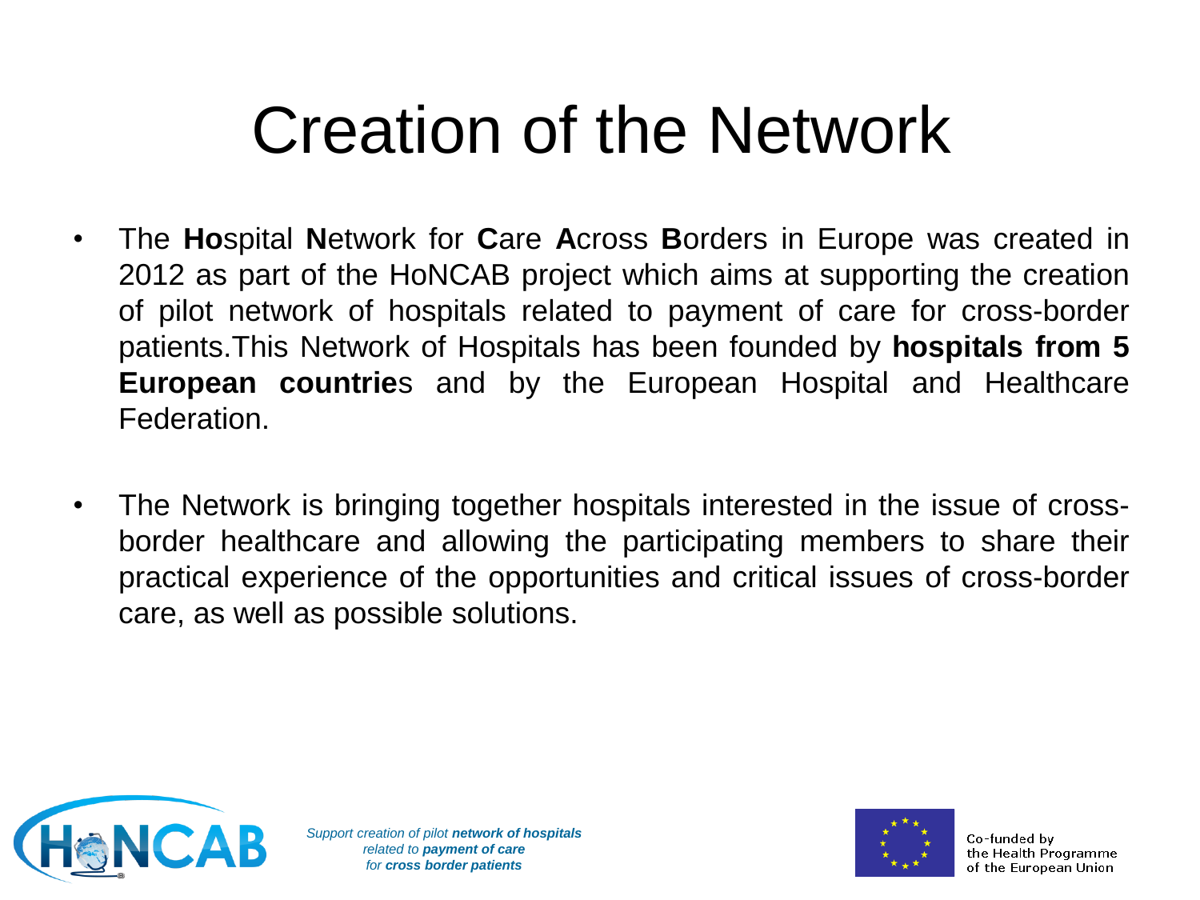# Creation of the Network

- The **Ho**spital **N**etwork for **C**are **A**cross **B**orders in Europe was created in 2012 as part of the HoNCAB project which aims at supporting the creation of pilot network of hospitals related to payment of care for cross-border patients.This Network of Hospitals has been founded by **hospitals from 5 European countrie**s and by the European Hospital and Healthcare Federation.

- The Network is bringing together hospitals interested in the issue of cross-border healthcare and allowing the participating members to share their practical experience of the opportunities and critical issues of cross-border care, as well as possible solutions.

*Support creation of pilot **network of hospitals** related to **payment of care** for **cross border patients***

Co-funded by the Health Programme of the European Union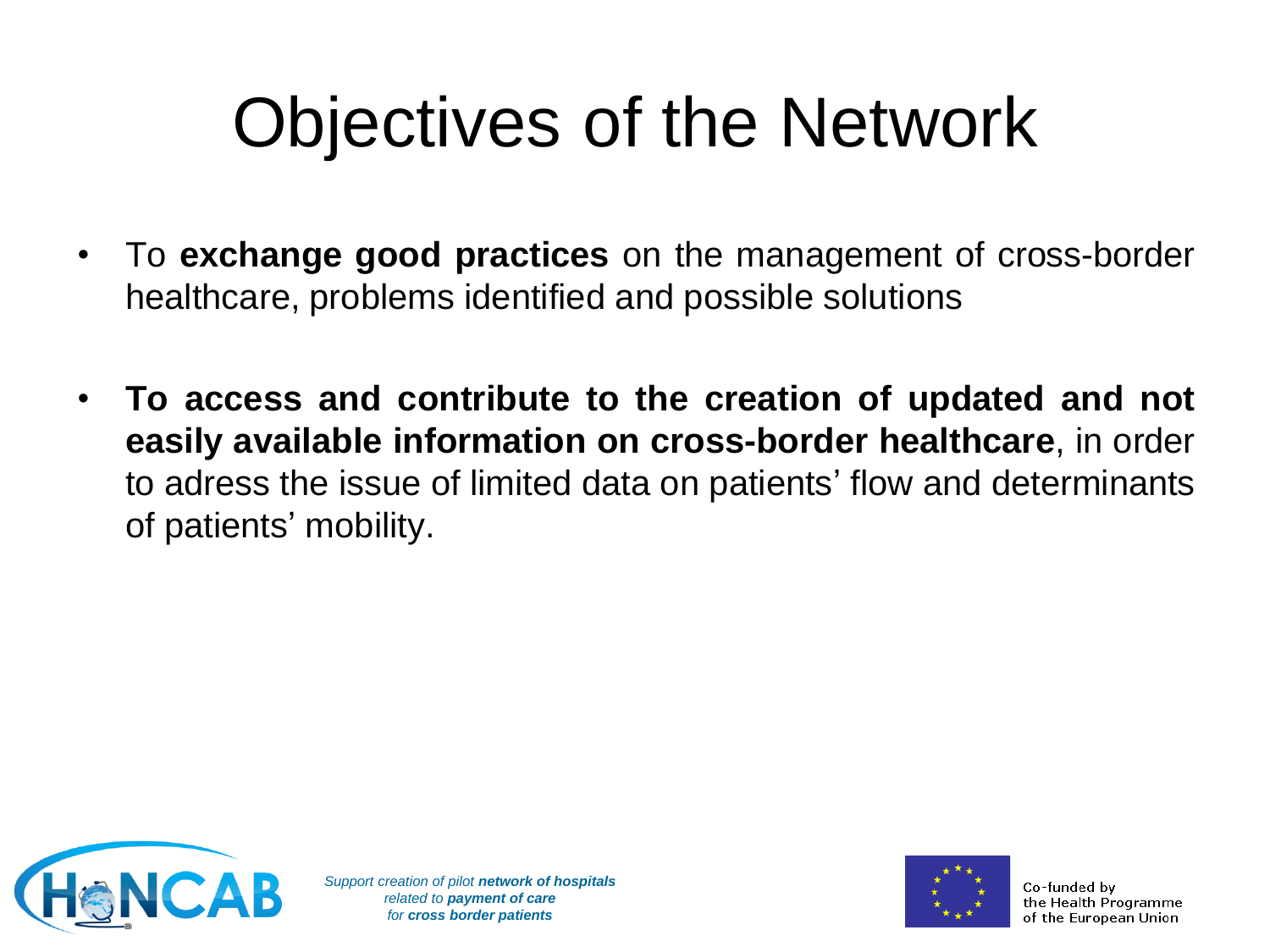# Objectives of the Network

- To **exchange good practices** on the management of cross-border healthcare, problems identified and possible solutions

- **To access and contribute to the creation of updated and not easily available information on cross-border healthcare**, in order to adress the issue of limited data on patients' flow and determinants of patients' mobility.

*Support creation of pilot **network of hospitals** related to **payment of care** for **cross border patients***

Co-funded by the Health Programme of the European Union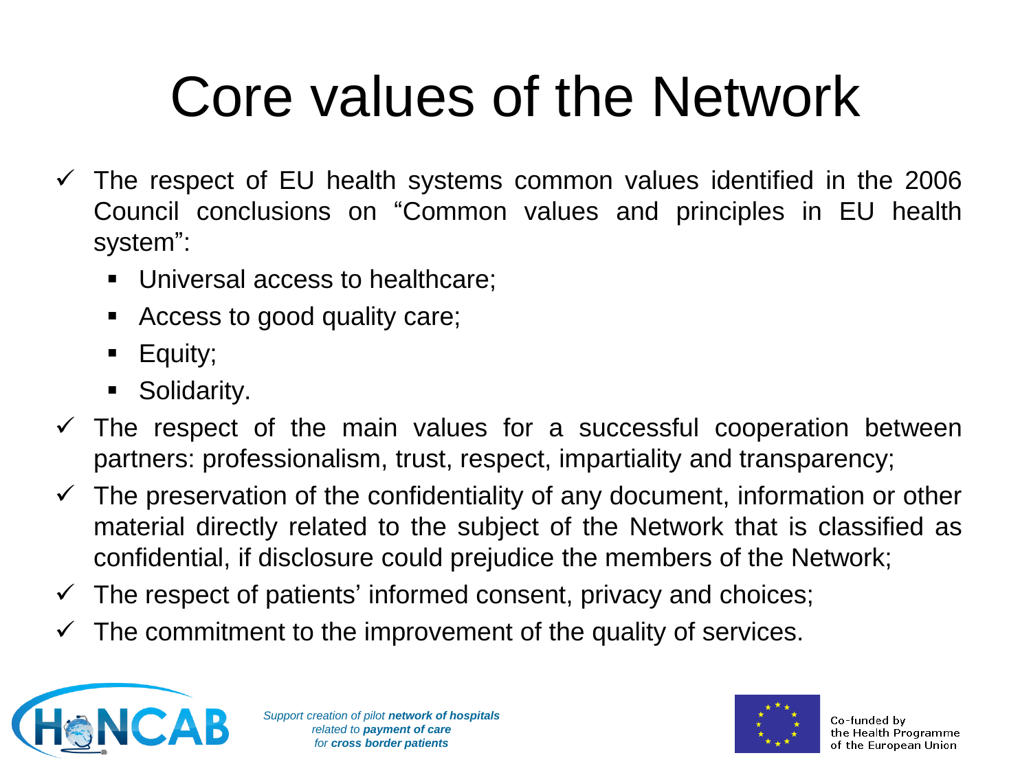# Core values of the Network

- ✓ The respect of EU health systems common values identified in the 2006 Council conclusions on “Common values and principles in EU health system”:
  - Universal access to healthcare;
  - Access to good quality care;
  - Equity;
  - Solidarity.
- ✓ The respect of the main values for a successful cooperation between partners: professionalism, trust, respect, impartiality and transparency;
- ✓ The preservation of the confidentiality of any document, information or other material directly related to the subject of the Network that is classified as confidential, if disclosure could prejudice the members of the Network;
- ✓ The respect of patients’ informed consent, privacy and choices;
- ✓ The commitment to the improvement of the quality of services.

*Support creation of pilot **network of hospitals** related to **payment of care** for **cross border patients***

Co-funded by the Health Programme of the European Union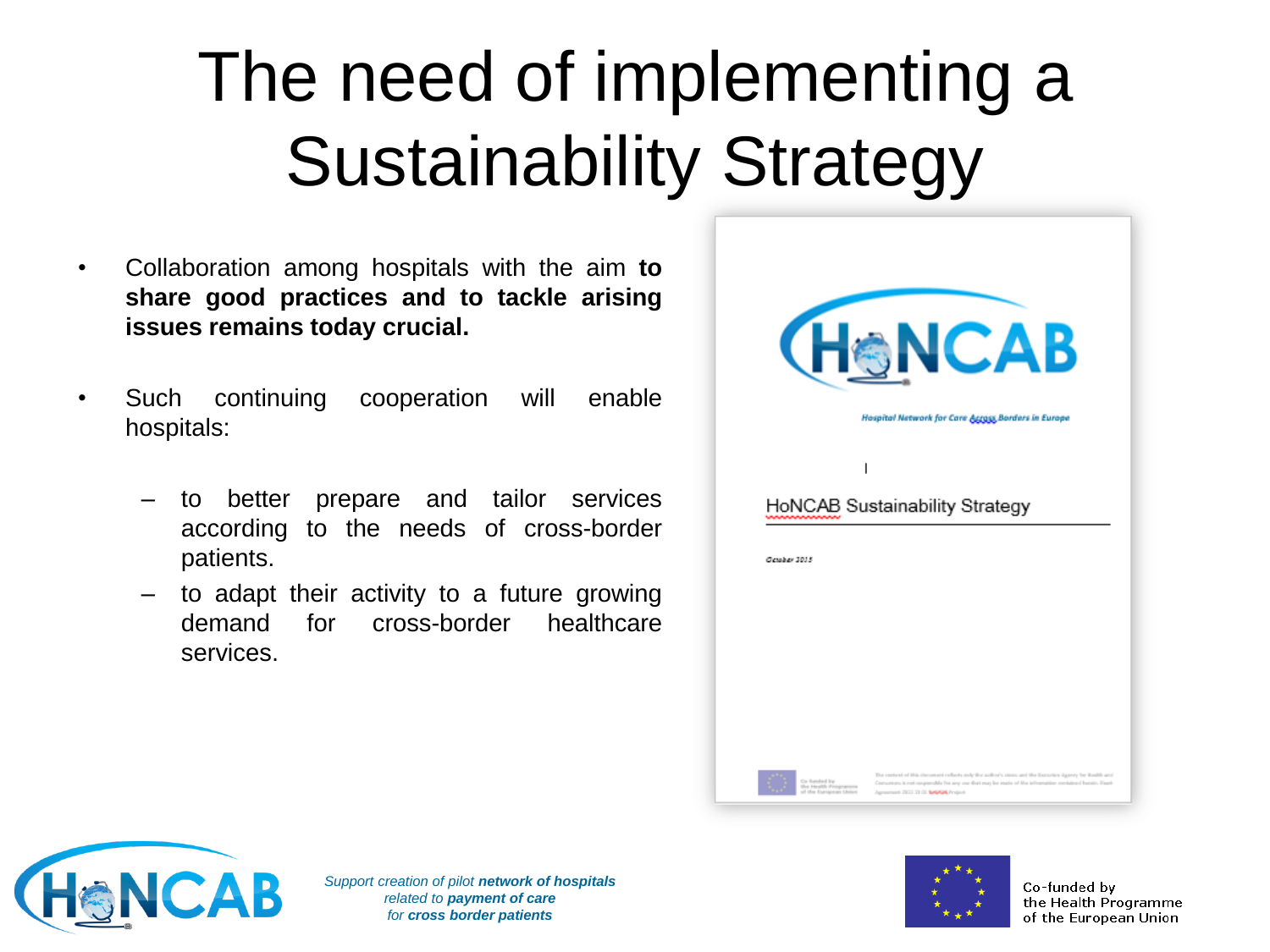# The need of implementing a Sustainability Strategy

- Collaboration among hospitals with the aim **to share good practices and to tackle arising issues remains today crucial.**
- Such continuing cooperation will enable hospitals:
  - to better prepare and tailor services according to the needs of cross-border patients.
  - to adapt their activity to a future growing demand for cross-border healthcare services.

HoNCAB

Hospital Network for Care Across Borders in Europe

HoNCAB Sustainability Strategy

October 2015

*Support creation of pilot **network of hospitals** related to **payment of care** for **cross border patients***

Co-funded by the Health Programme of the European Union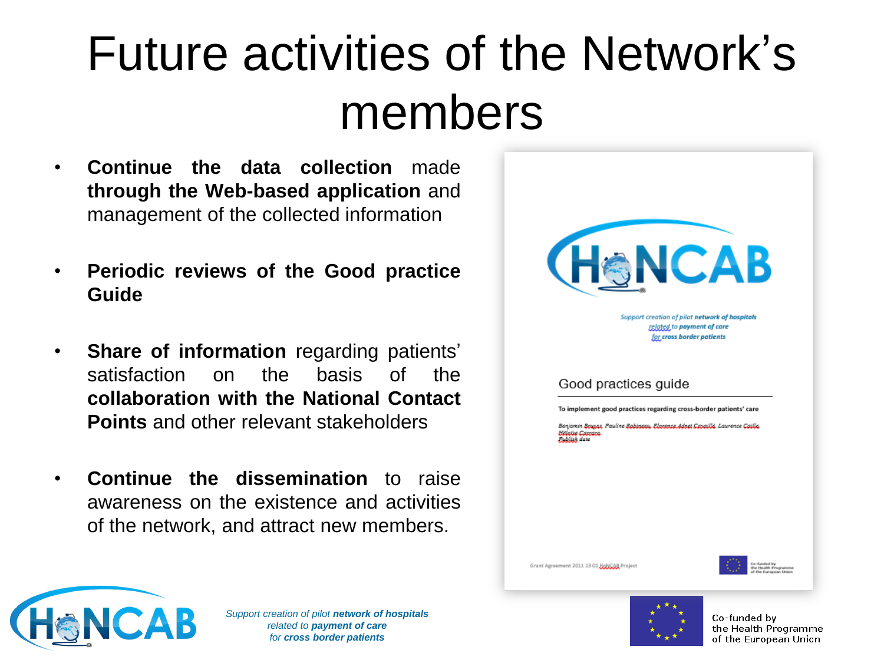# Future activities of the Network's members

- **Continue the data collection** made **through the Web-based application** and management of the collected information
- **Periodic reviews of the Good practice Guide**
- **Share of information** regarding patients' satisfaction on the basis of the **collaboration with the National Contact Points** and other relevant stakeholders
- **Continue the dissemination** to raise awareness on the existence and activities of the network, and attract new members.

HoNCAB

*Support creation of pilot **network of hospitals** related to **payment of care** for **cross border patients***

Good practices guide

To implement good practices regarding cross-border patients' care

*Benjamin Bruyas, Pauline Robineau, Florence Adnet Cavaillé, Laurence Caille, Héloïse Carrere*
*Publish date*

Grant Agreement 2011 13 01 HoNCAB Project

Co-funded by the Health Programme of the European Union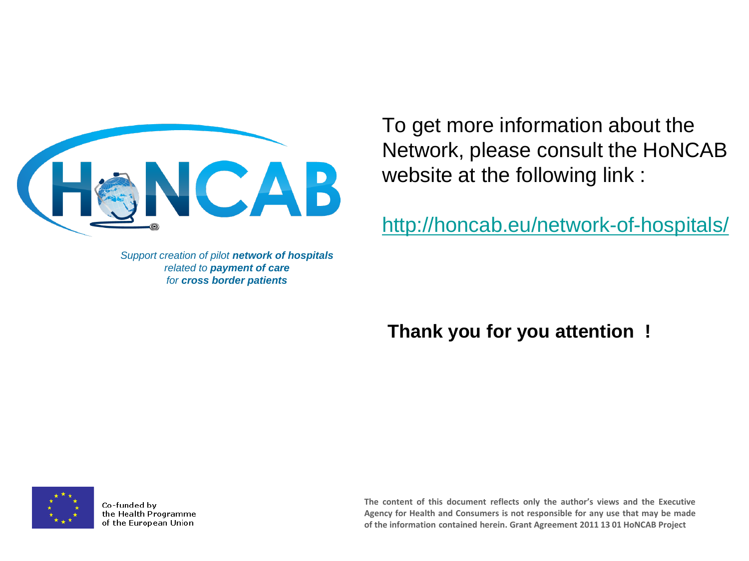HoNCAB

*Support creation of pilot **network of hospitals** related to **payment of care** for **cross border patients***

To get more information about the Network, please consult the HoNCAB website at the following link :

http://honcab.eu/network-of-hospitals/

**Thank you for you attention !**

Co-funded by the Health Programme of the European Union

**The content of this document reflects only the author's views and the Executive Agency for Health and Consumers is not responsible for any use that may be made of the information contained herein. Grant Agreement 2011 13 01 HoNCAB Project**